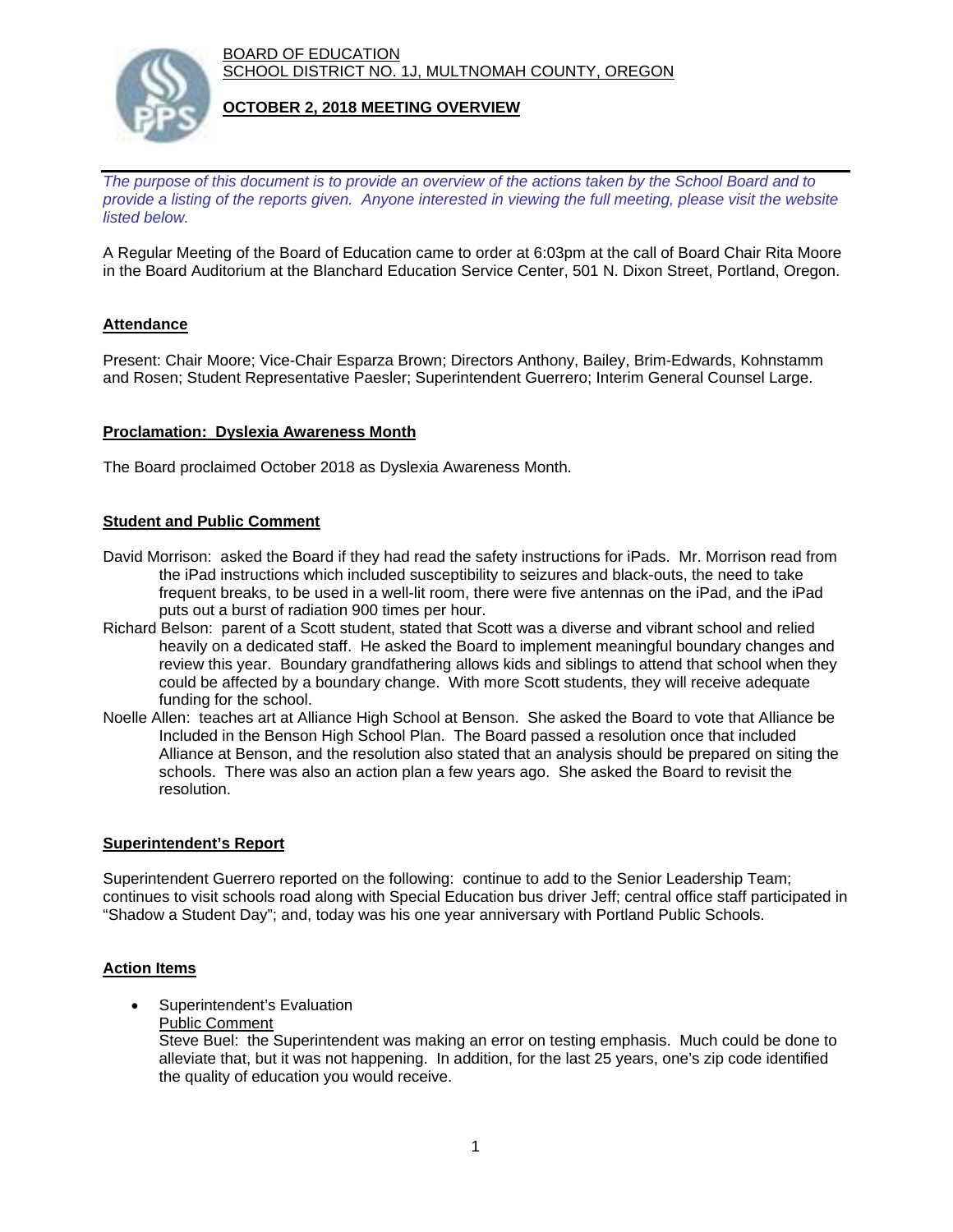BOARD OF EDUCATION
SCHOOL DISTRICT NO. 1J, MULTNOMAH COUNTY, OREGON

**OCTOBER 2, 2018 MEETING OVERVIEW**

*The purpose of this document is to provide an overview of the actions taken by the School Board and to provide a listing of the reports given. Anyone interested in viewing the full meeting, please visit the website listed below.*

A Regular Meeting of the Board of Education came to order at 6:03pm at the call of Board Chair Rita Moore in the Board Auditorium at the Blanchard Education Service Center, 501 N. Dixon Street, Portland, Oregon.

## Attendance

Present: Chair Moore; Vice-Chair Esparza Brown; Directors Anthony, Bailey, Brim-Edwards, Kohnstamm and Rosen; Student Representative Paesler; Superintendent Guerrero; Interim General Counsel Large.

## Proclamation: Dyslexia Awareness Month

The Board proclaimed October 2018 as Dyslexia Awareness Month.

## Student and Public Comment

David Morrison: asked the Board if they had read the safety instructions for iPads. Mr. Morrison read from the iPad instructions which included susceptibility to seizures and black-outs, the need to take frequent breaks, to be used in a well-lit room, there were five antennas on the iPad, and the iPad puts out a burst of radiation 900 times per hour.

Richard Belson: parent of a Scott student, stated that Scott was a diverse and vibrant school and relied heavily on a dedicated staff. He asked the Board to implement meaningful boundary changes and review this year. Boundary grandfathering allows kids and siblings to attend that school when they could be affected by a boundary change. With more Scott students, they will receive adequate funding for the school.

Noelle Allen: teaches art at Alliance High School at Benson. She asked the Board to vote that Alliance be Included in the Benson High School Plan. The Board passed a resolution once that included Alliance at Benson, and the resolution also stated that an analysis should be prepared on siting the schools. There was also an action plan a few years ago. She asked the Board to revisit the resolution.

## Superintendent's Report

Superintendent Guerrero reported on the following: continue to add to the Senior Leadership Team; continues to visit schools road along with Special Education bus driver Jeff; central office staff participated in "Shadow a Student Day"; and, today was his one year anniversary with Portland Public Schools.

## Action Items

- Superintendent's Evaluation
  Public Comment
  Steve Buel: the Superintendent was making an error on testing emphasis. Much could be done to alleviate that, but it was not happening. In addition, for the last 25 years, one's zip code identified the quality of education you would receive.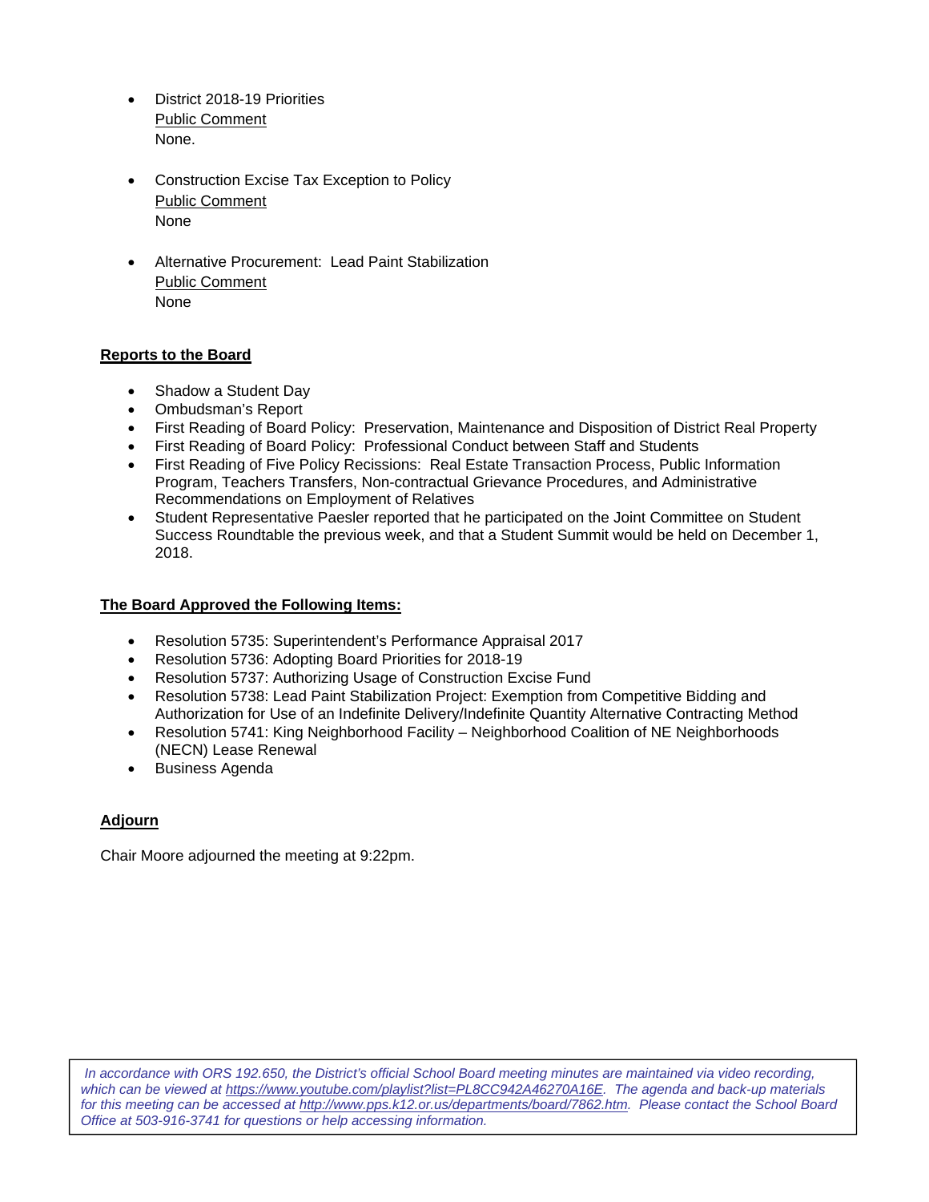- District 2018-19 Priorities
  Public Comment
  None.

- Construction Excise Tax Exception to Policy
  Public Comment
  None

- Alternative Procurement:  Lead Paint Stabilization
  Public Comment
  None

**Reports to the Board**

- Shadow a Student Day
- Ombudsman's Report
- First Reading of Board Policy:  Preservation, Maintenance and Disposition of District Real Property
- First Reading of Board Policy:  Professional Conduct between Staff and Students
- First Reading of Five Policy Recissions:  Real Estate Transaction Process, Public Information Program, Teachers Transfers, Non-contractual Grievance Procedures, and Administrative Recommendations on Employment of Relatives
- Student Representative Paesler reported that he participated on the Joint Committee on Student Success Roundtable the previous week, and that a Student Summit would be held on December 1, 2018.

**The Board Approved the Following Items:**

- Resolution 5735: Superintendent's Performance Appraisal 2017
- Resolution 5736: Adopting Board Priorities for 2018-19
- Resolution 5737: Authorizing Usage of Construction Excise Fund
- Resolution 5738: Lead Paint Stabilization Project: Exemption from Competitive Bidding and Authorization for Use of an Indefinite Delivery/Indefinite Quantity Alternative Contracting Method
- Resolution 5741: King Neighborhood Facility – Neighborhood Coalition of NE Neighborhoods (NECN) Lease Renewal
- Business Agenda

**Adjourn**

Chair Moore adjourned the meeting at 9:22pm.

*In accordance with ORS 192.650, the District's official School Board meeting minutes are maintained via video recording, which can be viewed at https://www.youtube.com/playlist?list=PL8CC942A46270A16E.  The agenda and back-up materials for this meeting can be accessed at http://www.pps.k12.or.us/departments/board/7862.htm.  Please contact the School Board Office at 503-916-3741 for questions or help accessing information.*